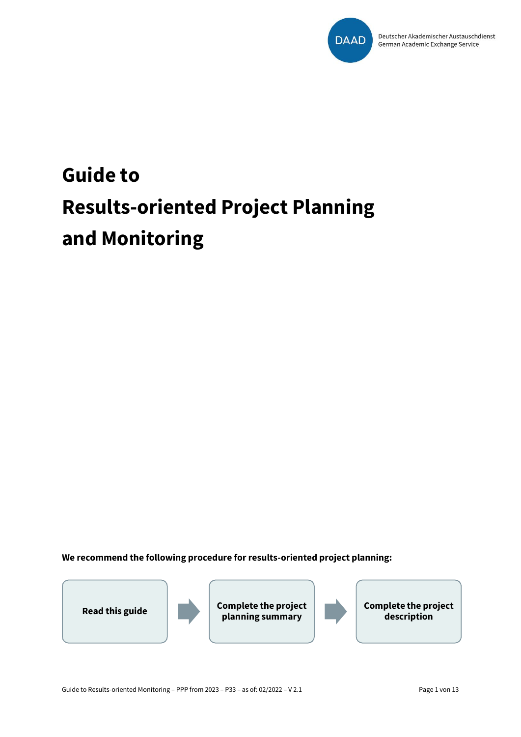Deutscher Akademischer Austauschdienst
German Academic Exchange Service

# Guide to Results-oriented Project Planning and Monitoring

**We recommend the following procedure for results-oriented project planning:**

**Read this guide** → **Complete the project planning summary** → **Complete the project description**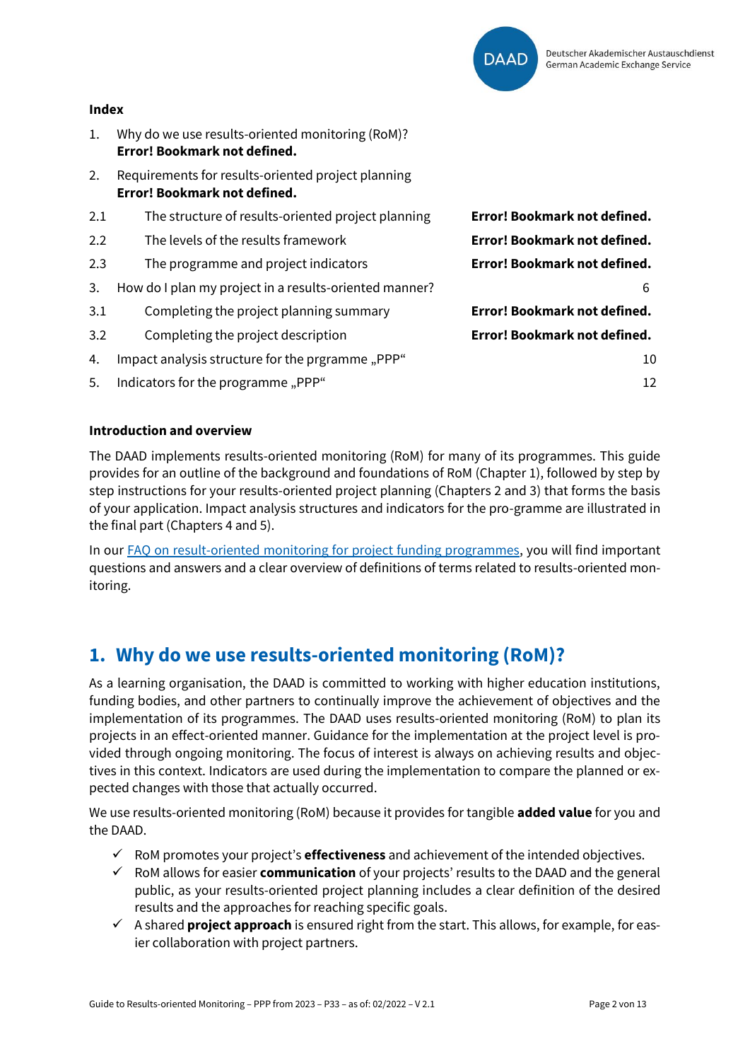**Index**

1. Why do we use results-oriented monitoring (RoM)? **Error! Bookmark not defined.**
2. Requirements for results-oriented project planning **Error! Bookmark not defined.**

| | | |
|---|---|---|
| 2.1 | The structure of results-oriented project planning | **Error! Bookmark not defined.** |
| 2.2 | The levels of the results framework | **Error! Bookmark not defined.** |
| 2.3 | The programme and project indicators | **Error! Bookmark not defined.** |
| 3. | How do I plan my project in a results-oriented manner? | 6 |
| 3.1 | Completing the project planning summary | **Error! Bookmark not defined.** |
| 3.2 | Completing the project description | **Error! Bookmark not defined.** |
| 4. | Impact analysis structure for the prgramme „PPP“ | 10 |
| 5. | Indicators for the programme „PPP“ | 12 |

**Introduction and overview**

The DAAD implements results-oriented monitoring (RoM) for many of its programmes. This guide provides for an outline of the background and foundations of RoM (Chapter 1), followed by step by step instructions for your results-oriented project planning (Chapters 2 and 3) that forms the basis of your application. Impact analysis structures and indicators for the pro-gramme are illustrated in the final part (Chapters 4 and 5).

In our FAQ on result-oriented monitoring for project funding programmes, you will find important questions and answers and a clear overview of definitions of terms related to results-oriented monitoring.

# 1. Why do we use results-oriented monitoring (RoM)?

As a learning organisation, the DAAD is committed to working with higher education institutions, funding bodies, and other partners to continually improve the achievement of objectives and the implementation of its programmes. The DAAD uses results-oriented monitoring (RoM) to plan its projects in an effect-oriented manner. Guidance for the implementation at the project level is provided through ongoing monitoring. The focus of interest is always on achieving results and objectives in this context. Indicators are used during the implementation to compare the planned or expected changes with those that actually occurred.

We use results-oriented monitoring (RoM) because it provides for tangible **added value** for you and the DAAD.

- ✓ RoM promotes your project's **effectiveness** and achievement of the intended objectives.
- ✓ RoM allows for easier **communication** of your projects' results to the DAAD and the general public, as your results-oriented project planning includes a clear definition of the desired results and the approaches for reaching specific goals.
- ✓ A shared **project approach** is ensured right from the start. This allows, for example, for easier collaboration with project partners.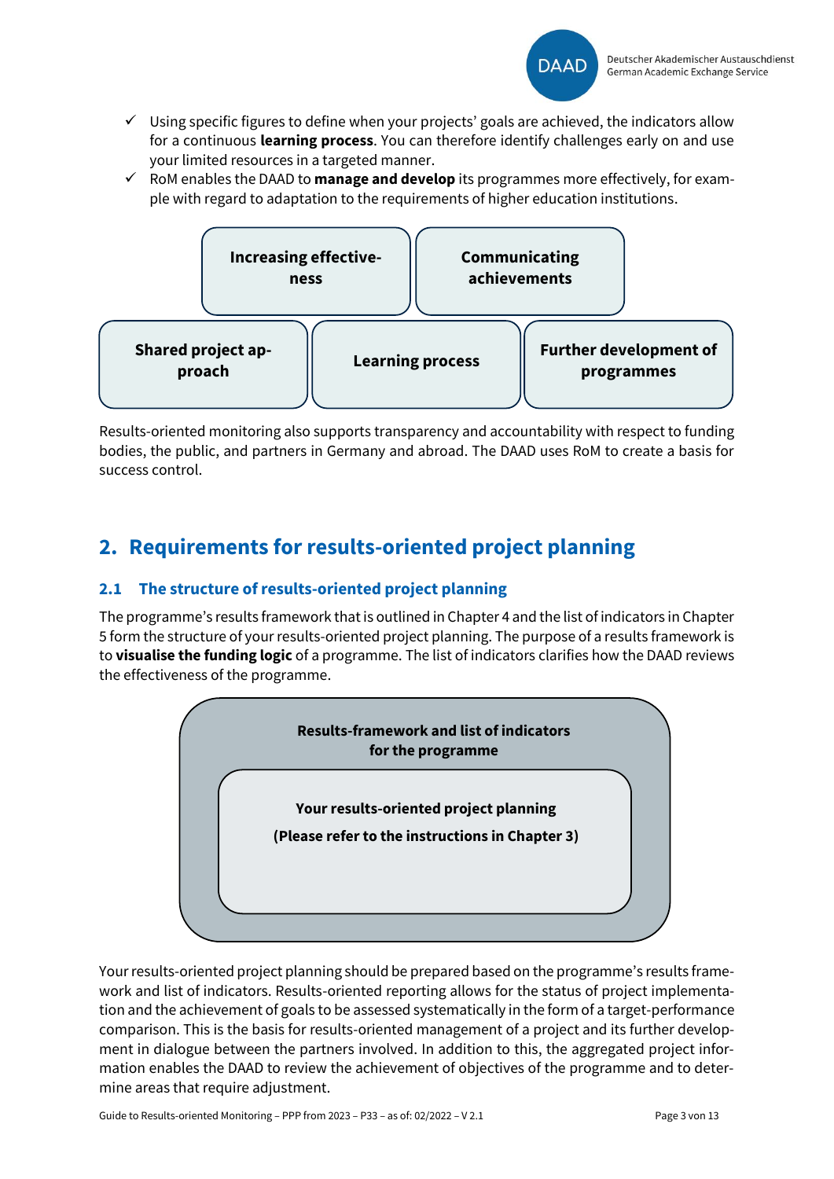- ✓ Using specific figures to define when your projects' goals are achieved, the indicators allow for a continuous **learning process**. You can therefore identify challenges early on and use your limited resources in a targeted manner.
- ✓ RoM enables the DAAD to **manage and develop** its programmes more effectively, for example with regard to adaptation to the requirements of higher education institutions.

**Increasing effectiveness** | **Communicating achievements**

**Shared project approach** | **Learning process** | **Further development of programmes**

Results-oriented monitoring also supports transparency and accountability with respect to funding bodies, the public, and partners in Germany and abroad. The DAAD uses RoM to create a basis for success control.

## 2. Requirements for results-oriented project planning

### 2.1 The structure of results-oriented project planning

The programme's results framework that is outlined in Chapter 4 and the list of indicators in Chapter 5 form the structure of your results-oriented project planning. The purpose of a results framework is to **visualise the funding logic** of a programme. The list of indicators clarifies how the DAAD reviews the effectiveness of the programme.

**Results-framework and list of indicators for the programme**

**Your results-oriented project planning**

**(Please refer to the instructions in Chapter 3)**

Your results-oriented project planning should be prepared based on the programme's results framework and list of indicators. Results-oriented reporting allows for the status of project implementation and the achievement of goals to be assessed systematically in the form of a target-performance comparison. This is the basis for results-oriented management of a project and its further development in dialogue between the partners involved. In addition to this, the aggregated project information enables the DAAD to review the achievement of objectives of the programme and to determine areas that require adjustment.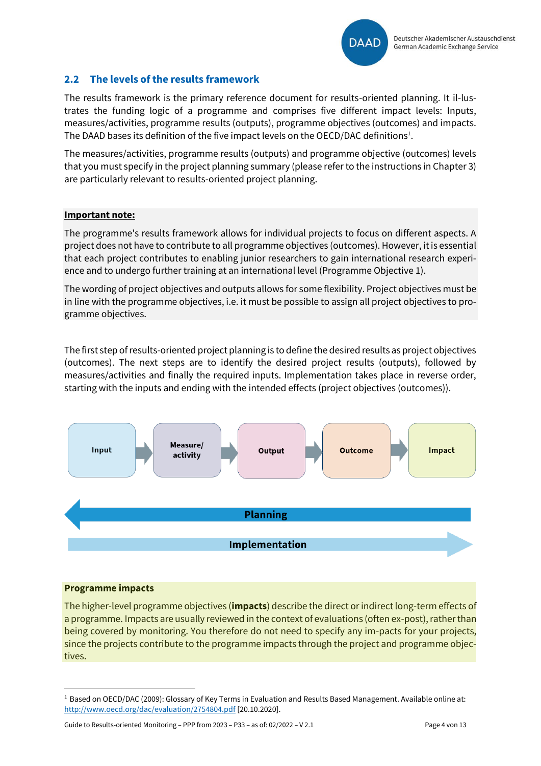## 2.2 The levels of the results framework

The results framework is the primary reference document for results-oriented planning. It il-lustrates the funding logic of a programme and comprises five different impact levels: Inputs, measures/activities, programme results (outputs), programme objectives (outcomes) and impacts. The DAAD bases its definition of the five impact levels on the OECD/DAC definitions[1].

The measures/activities, programme results (outputs) and programme objective (outcomes) levels that you must specify in the project planning summary (please refer to the instructions in Chapter 3) are particularly relevant to results-oriented project planning.

**Important note:**

The programme's results framework allows for individual projects to focus on different aspects. A project does not have to contribute to all programme objectives (outcomes). However, it is essential that each project contributes to enabling junior researchers to gain international research experience and to undergo further training at an international level (Programme Objective 1).

The wording of project objectives and outputs allows for some flexibility. Project objectives must be in line with the programme objectives, i.e. it must be possible to assign all project objectives to programme objectives.

The first step of results-oriented project planning is to define the desired results as project objectives (outcomes). The next steps are to identify the desired project results (outputs), followed by measures/activities and finally the required inputs. Implementation takes place in reverse order, starting with the inputs and ending with the intended effects (project objectives (outcomes)).

Input → Measure/activity → Output → Outcome → Impact

← Planning

Implementation →

**Programme impacts**

The higher-level programme objectives (**impacts**) describe the direct or indirect long-term effects of a programme. Impacts are usually reviewed in the context of evaluations (often ex-post), rather than being covered by monitoring. You therefore do not need to specify any im-pacts for your projects, since the projects contribute to the programme impacts through the project and programme objectives.

[1] Based on OECD/DAC (2009): Glossary of Key Terms in Evaluation and Results Based Management. Available online at: http://www.oecd.org/dac/evaluation/2754804.pdf [20.10.2020].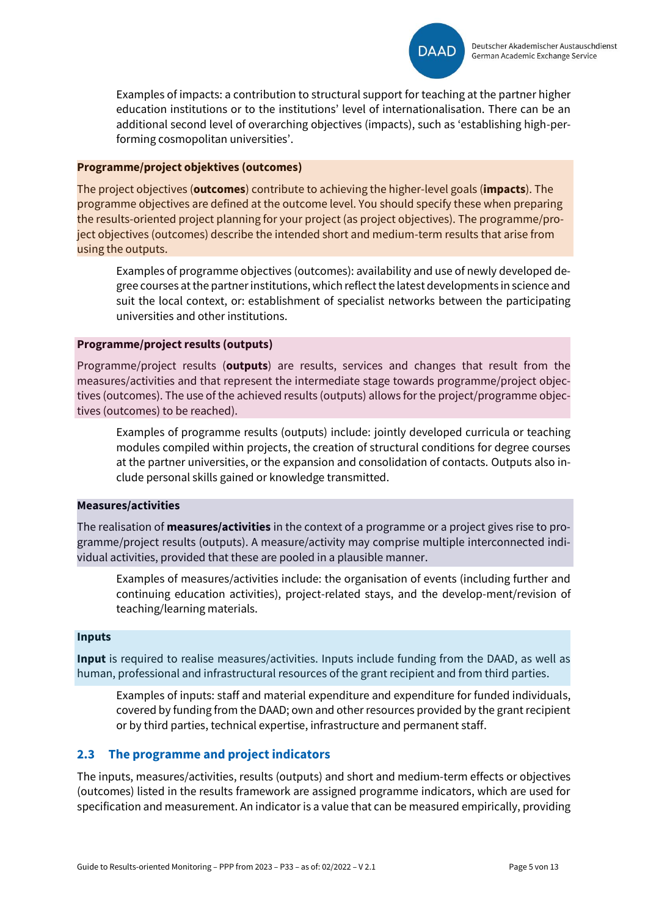Examples of impacts: a contribution to structural support for teaching at the partner higher education institutions or to the institutions' level of internationalisation. There can be an additional second level of overarching objectives (impacts), such as 'establishing high-performing cosmopolitan universities'.

**Programme/project objektives (outcomes)**

The project objectives (**outcomes**) contribute to achieving the higher-level goals (**impacts**). The programme objectives are defined at the outcome level. You should specify these when preparing the results-oriented project planning for your project (as project objectives). The programme/project objectives (outcomes) describe the intended short and medium-term results that arise from using the outputs.

Examples of programme objectives (outcomes): availability and use of newly developed degree courses at the partner institutions, which reflect the latest developments in science and suit the local context, or: establishment of specialist networks between the participating universities and other institutions.

**Programme/project results (outputs)**

Programme/project results (**outputs**) are results, services and changes that result from the measures/activities and that represent the intermediate stage towards programme/project objectives (outcomes). The use of the achieved results (outputs) allows for the project/programme objectives (outcomes) to be reached).

Examples of programme results (outputs) include: jointly developed curricula or teaching modules compiled within projects, the creation of structural conditions for degree courses at the partner universities, or the expansion and consolidation of contacts. Outputs also include personal skills gained or knowledge transmitted.

**Measures/activities**

The realisation of **measures/activities** in the context of a programme or a project gives rise to programme/project results (outputs). A measure/activity may comprise multiple interconnected individual activities, provided that these are pooled in a plausible manner.

Examples of measures/activities include: the organisation of events (including further and continuing education activities), project-related stays, and the develop-ment/revision of teaching/learning materials.

**Inputs**

**Input** is required to realise measures/activities. Inputs include funding from the DAAD, as well as human, professional and infrastructural resources of the grant recipient and from third parties.

Examples of inputs: staff and material expenditure and expenditure for funded individuals, covered by funding from the DAAD; own and other resources provided by the grant recipient or by third parties, technical expertise, infrastructure and permanent staff.

## 2.3 The programme and project indicators

The inputs, measures/activities, results (outputs) and short and medium-term effects or objectives (outcomes) listed in the results framework are assigned programme indicators, which are used for specification and measurement. An indicator is a value that can be measured empirically, providing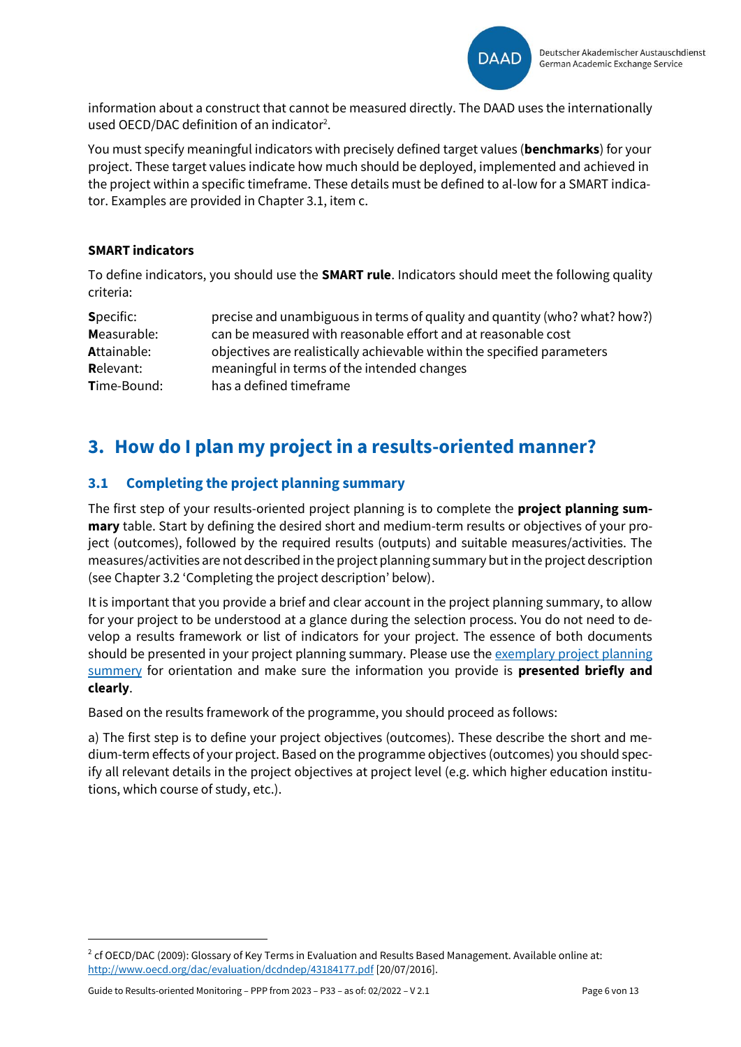information about a construct that cannot be measured directly. The DAAD uses the internationally used OECD/DAC definition of an indicator[2].

You must specify meaningful indicators with precisely defined target values (**benchmarks**) for your project. These target values indicate how much should be deployed, implemented and achieved in the project within a specific timeframe. These details must be defined to al-low for a SMART indicator. Examples are provided in Chapter 3.1, item c.

### SMART indicators

To define indicators, you should use the **SMART rule**. Indicators should meet the following quality criteria:

| | |
|---|---|
| **S**pecific: | precise and unambiguous in terms of quality and quantity (who? what? how?) |
| **M**easurable: | can be measured with reasonable effort and at reasonable cost |
| **A**ttainable: | objectives are realistically achievable within the specified parameters |
| **R**elevant: | meaningful in terms of the intended changes |
| **T**ime-Bound: | has a defined timeframe |

# 3. How do I plan my project in a results-oriented manner?

## 3.1 Completing the project planning summary

The first step of your results-oriented project planning is to complete the **project planning summary** table. Start by defining the desired short and medium-term results or objectives of your project (outcomes), followed by the required results (outputs) and suitable measures/activities. The measures/activities are not described in the project planning summary but in the project description (see Chapter 3.2 'Completing the project description' below).

It is important that you provide a brief and clear account in the project planning summary, to allow for your project to be understood at a glance during the selection process. You do not need to develop a results framework or list of indicators for your project. The essence of both documents should be presented in your project planning summary. Please use the exemplary project planning summery for orientation and make sure the information you provide is **presented briefly and clearly**.

Based on the results framework of the programme, you should proceed as follows:

a) The first step is to define your project objectives (outcomes). These describe the short and medium-term effects of your project. Based on the programme objectives (outcomes) you should specify all relevant details in the project objectives at project level (e.g. which higher education institutions, which course of study, etc.).

---

[2] cf OECD/DAC (2009): Glossary of Key Terms in Evaluation and Results Based Management. Available online at: http://www.oecd.org/dac/evaluation/dcdndep/43184177.pdf [20/07/2016].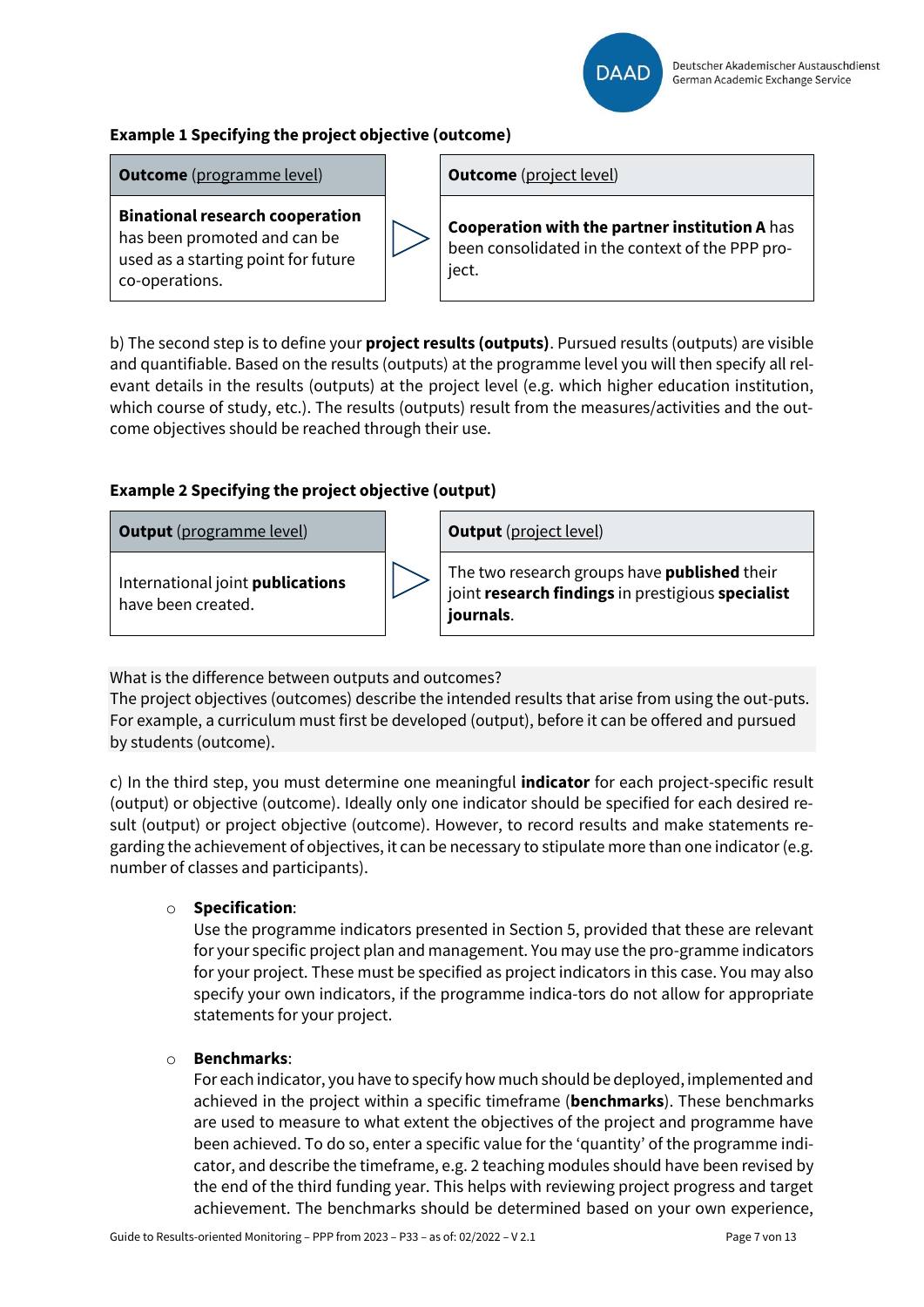**Example 1 Specifying the project objective (outcome)**

| **Outcome** (programme level) | | **Outcome** (project level) |
|---|---|---|
| **Binational research cooperation** has been promoted and can be used as a starting point for future co-operations. | ▷ | **Cooperation with the partner institution A** has been consolidated in the context of the PPP project. |

b) The second step is to define your **project results (outputs)**. Pursued results (outputs) are visible and quantifiable. Based on the results (outputs) at the programme level you will then specify all relevant details in the results (outputs) at the project level (e.g. which higher education institution, which course of study, etc.). The results (outputs) result from the measures/activities and the outcome objectives should be reached through their use.

**Example 2 Specifying the project objective (output)**

| **Output** (programme level) | | **Output** (project level) |
|---|---|---|
| International joint **publications** have been created. | ▷ | The two research groups have **published** their joint **research findings** in prestigious **specialist journals**. |

What is the difference between outputs and outcomes?
The project objectives (outcomes) describe the intended results that arise from using the out-puts. For example, a curriculum must first be developed (output), before it can be offered and pursued by students (outcome).

c) In the third step, you must determine one meaningful **indicator** for each project-specific result (output) or objective (outcome). Ideally only one indicator should be specified for each desired result (output) or project objective (outcome). However, to record results and make statements regarding the achievement of objectives, it can be necessary to stipulate more than one indicator (e.g. number of classes and participants).

- **Specification**:
  Use the programme indicators presented in Section 5, provided that these are relevant for your specific project plan and management. You may use the pro-gramme indicators for your project. These must be specified as project indicators in this case. You may also specify your own indicators, if the programme indica-tors do not allow for appropriate statements for your project.

- **Benchmarks**:
  For each indicator, you have to specify how much should be deployed, implemented and achieved in the project within a specific timeframe (**benchmarks**). These benchmarks are used to measure to what extent the objectives of the project and programme have been achieved. To do so, enter a specific value for the 'quantity' of the programme indicator, and describe the timeframe, e.g. 2 teaching modules should have been revised by the end of the third funding year. This helps with reviewing project progress and target achievement. The benchmarks should be determined based on your own experience,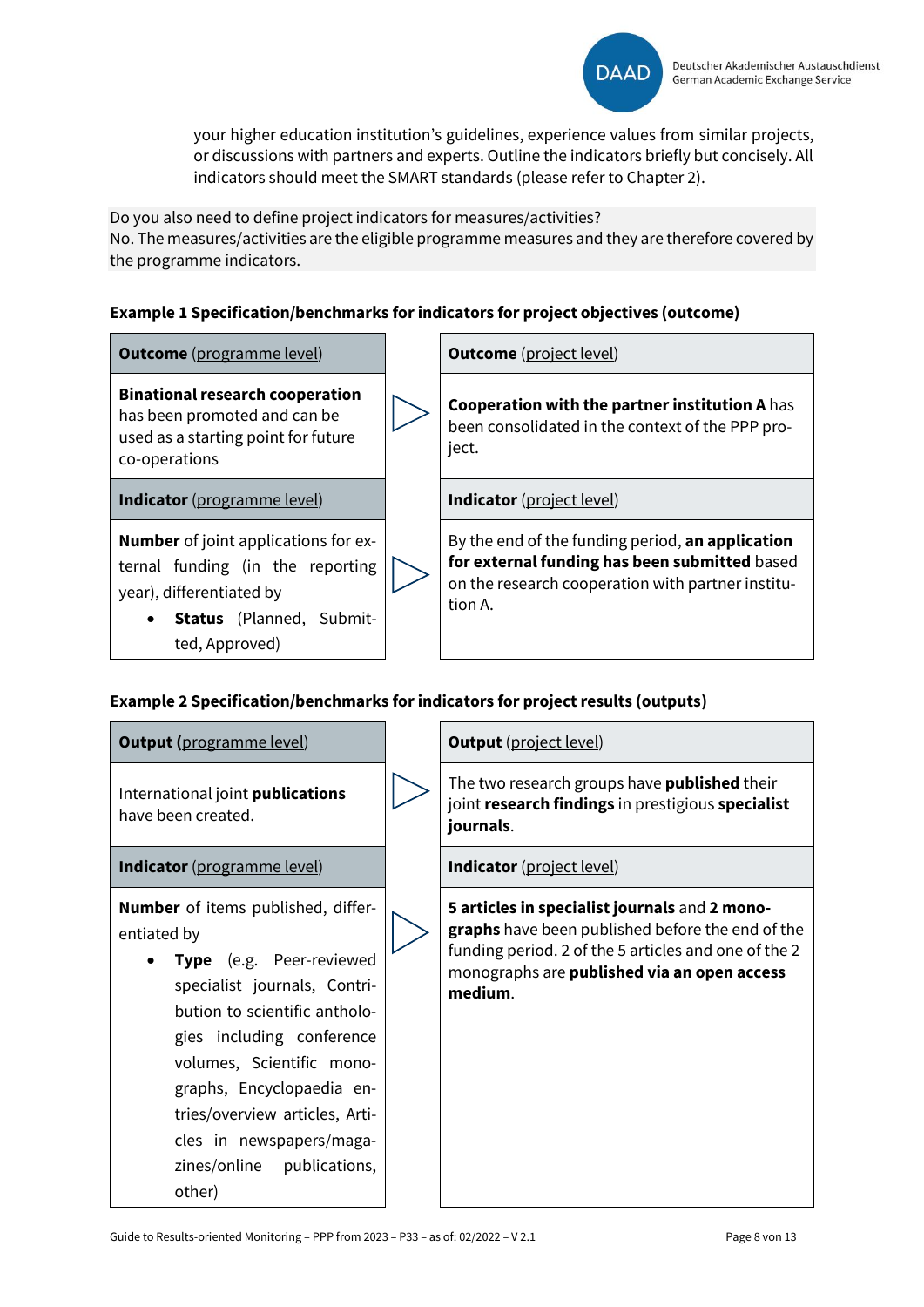your higher education institution's guidelines, experience values from similar projects, or discussions with partners and experts. Outline the indicators briefly but concisely. All indicators should meet the SMART standards (please refer to Chapter 2).

Do you also need to define project indicators for measures/activities?
No. The measures/activities are the eligible programme measures and they are therefore covered by the programme indicators.

**Example 1 Specification/benchmarks for indicators for project objectives (outcome)**

| **Outcome** (programme level) | | **Outcome** (project level) |
|---|---|---|
| **Binational research cooperation** has been promoted and can be used as a starting point for future co-operations | ▷ | **Cooperation with the partner institution A** has been consolidated in the context of the PPP project. |
| **Indicator** (programme level) | | **Indicator** (project level) |
| **Number** of joint applications for external funding (in the reporting year), differentiated by<br>• **Status** (Planned, Submitted, Approved) | ▷ | By the end of the funding period, **an application for external funding has been submitted** based on the research cooperation with partner institution A. |

**Example 2 Specification/benchmarks for indicators for project results (outputs)**

| **Output** (programme level) | | **Output** (project level) |
|---|---|---|
| International joint **publications** have been created. | ▷ | The two research groups have **published** their joint **research findings** in prestigious **specialist journals**. |
| **Indicator** (programme level) | | **Indicator** (project level) |
| **Number** of items published, differentiated by<br>• **Type** (e.g. Peer-reviewed specialist journals, Contribution to scientific anthologies including conference volumes, Scientific monographs, Encyclopaedia entries/overview articles, Articles in newspapers/magazines/online publications, other) | ▷ | **5 articles in specialist journals** and **2 monographs** have been published before the end of the funding period. 2 of the 5 articles and one of the 2 monographs are **published via an open access medium**. |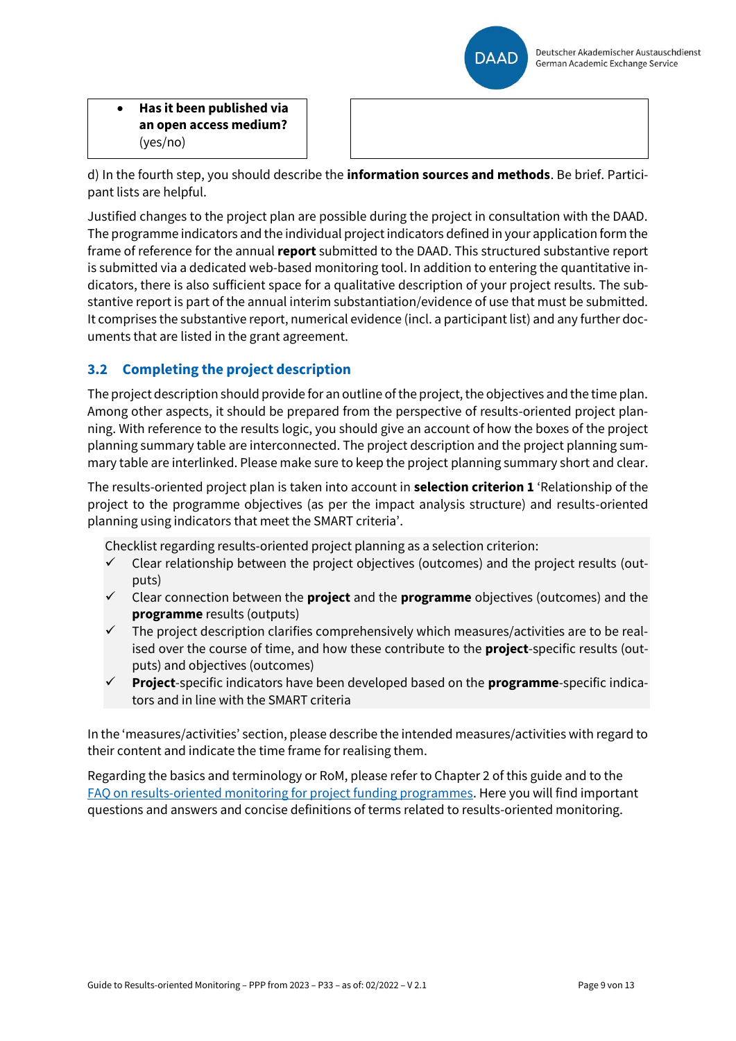| • **Has it been published via an open access medium?** (yes/no) | |
|---|---|

d) In the fourth step, you should describe the **information sources and methods**. Be brief. Participant lists are helpful.

Justified changes to the project plan are possible during the project in consultation with the DAAD. The programme indicators and the individual project indicators defined in your application form the frame of reference for the annual **report** submitted to the DAAD. This structured substantive report is submitted via a dedicated web-based monitoring tool. In addition to entering the quantitative indicators, there is also sufficient space for a qualitative description of your project results. The substantive report is part of the annual interim substantiation/evidence of use that must be submitted. It comprises the substantive report, numerical evidence (incl. a participant list) and any further documents that are listed in the grant agreement.

## 3.2 Completing the project description

The project description should provide for an outline of the project, the objectives and the time plan. Among other aspects, it should be prepared from the perspective of results-oriented project planning. With reference to the results logic, you should give an account of how the boxes of the project planning summary table are interconnected. The project description and the project planning summary table are interlinked. Please make sure to keep the project planning summary short and clear.

The results-oriented project plan is taken into account in **selection criterion 1** 'Relationship of the project to the programme objectives (as per the impact analysis structure) and results-oriented planning using indicators that meet the SMART criteria'.

Checklist regarding results-oriented project planning as a selection criterion:

- ✓ Clear relationship between the project objectives (outcomes) and the project results (outputs)
- ✓ Clear connection between the **project** and the **programme** objectives (outcomes) and the **programme** results (outputs)
- ✓ The project description clarifies comprehensively which measures/activities are to be realised over the course of time, and how these contribute to the **project**-specific results (outputs) and objectives (outcomes)
- ✓ **Project**-specific indicators have been developed based on the **programme**-specific indicators and in line with the SMART criteria

In the 'measures/activities' section, please describe the intended measures/activities with regard to their content and indicate the time frame for realising them.

Regarding the basics and terminology or RoM, please refer to Chapter 2 of this guide and to the FAQ on results-oriented monitoring for project funding programmes. Here you will find important questions and answers and concise definitions of terms related to results-oriented monitoring.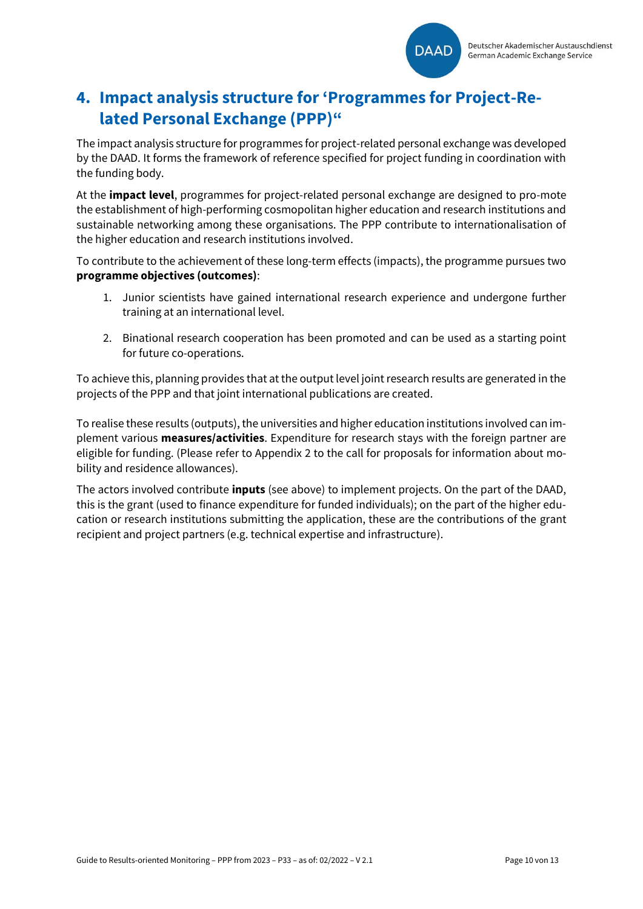## 4. Impact analysis structure for 'Programmes for Project-Related Personal Exchange (PPP)"

The impact analysis structure for programmes for project-related personal exchange was developed by the DAAD. It forms the framework of reference specified for project funding in coordination with the funding body.

At the **impact level**, programmes for project-related personal exchange are designed to pro-mote the establishment of high-performing cosmopolitan higher education and research institutions and sustainable networking among these organisations. The PPP contribute to internationalisation of the higher education and research institutions involved.

To contribute to the achievement of these long-term effects (impacts), the programme pursues two **programme objectives (outcomes)**:

1. Junior scientists have gained international research experience and undergone further training at an international level.
2. Binational research cooperation has been promoted and can be used as a starting point for future co-operations.

To achieve this, planning provides that at the output level joint research results are generated in the projects of the PPP and that joint international publications are created.

To realise these results (outputs), the universities and higher education institutions involved can implement various **measures/activities**. Expenditure for research stays with the foreign partner are eligible for funding. (Please refer to Appendix 2 to the call for proposals for information about mobility and residence allowances).

The actors involved contribute **inputs** (see above) to implement projects. On the part of the DAAD, this is the grant (used to finance expenditure for funded individuals); on the part of the higher education or research institutions submitting the application, these are the contributions of the grant recipient and project partners (e.g. technical expertise and infrastructure).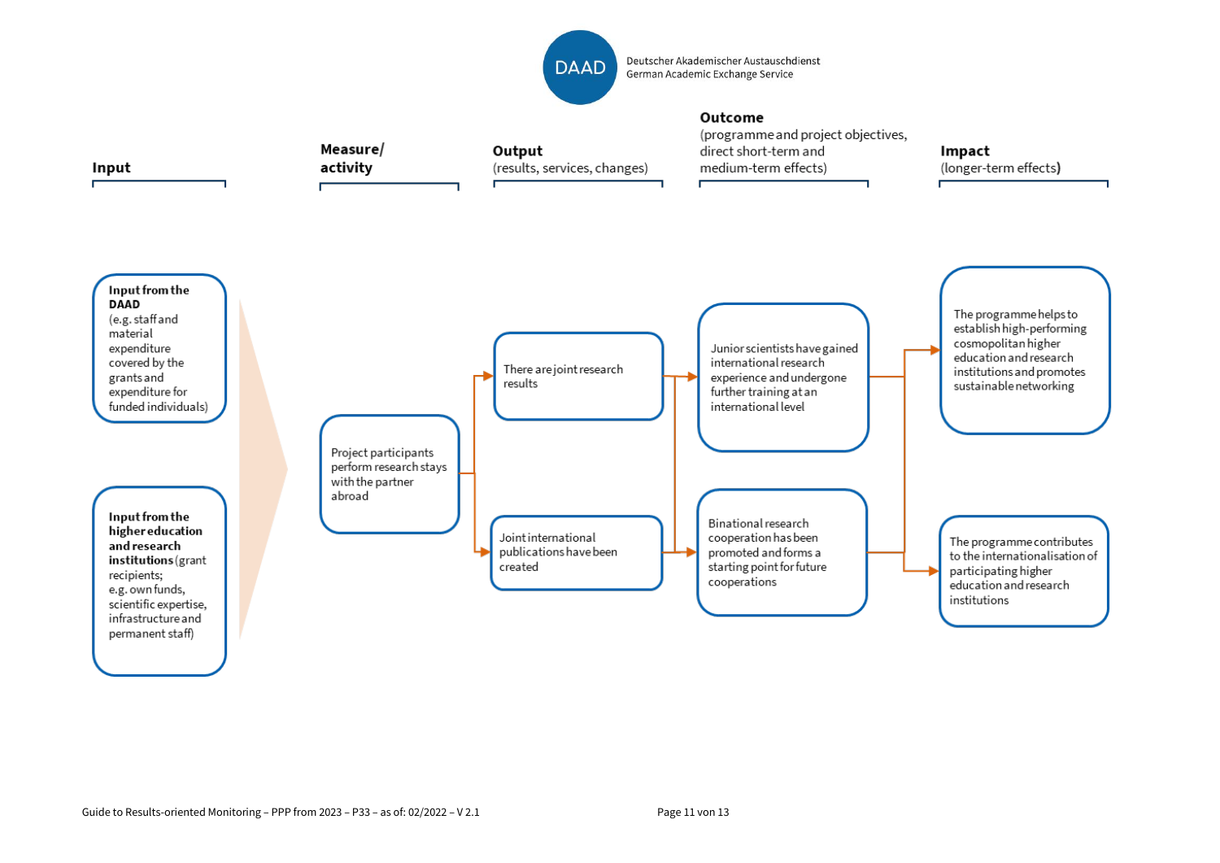DAAD

Deutscher Akademischer Austauschdienst
German Academic Exchange Service

**Input**

**Input from the DAAD** (e.g. staff and material expenditure covered by the grants and expenditure for funded individuals)

**Input from the higher education and research institutions** (grant recipients; e.g. own funds, scientific expertise, infrastructure and permanent staff)

**Measure/ activity**

Project participants perform research stays with the partner abroad

**Output**
(results, services, changes)

There are joint research results

Joint international publications have been created

**Outcome**
(programme and project objectives, direct short-term and medium-term effects)

Junior scientists have gained international research experience and undergone further training at an international level

Binational research cooperation has been promoted and forms a starting point for future cooperations

**Impact**
(longer-term effects)

The programme helps to establish high-performing cosmopolitan higher education and research institutions and promotes sustainable networking

The programme contributes to the internationalisation of participating higher education and research institutions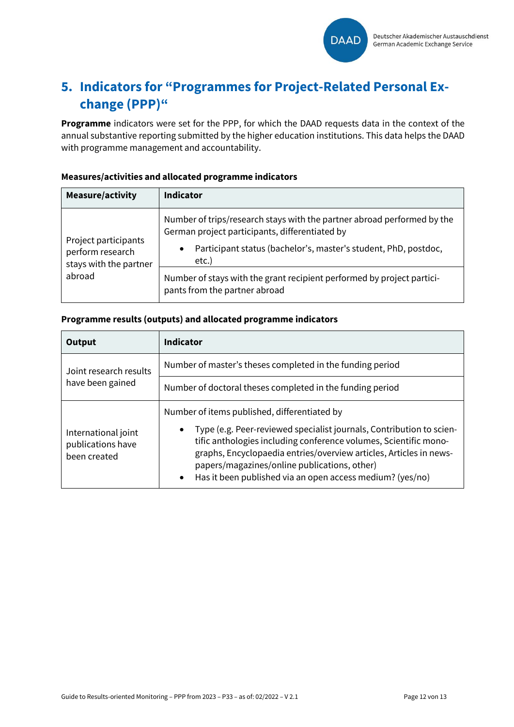## 5. Indicators for "Programmes for Project-Related Personal Exchange (PPP)"

**Programme** indicators were set for the PPP, for which the DAAD requests data in the context of the annual substantive reporting submitted by the higher education institutions. This data helps the DAAD with programme management and accountability.

**Measures/activities and allocated programme indicators**

| Measure/activity | Indicator |
|---|---|
| Project participants perform research stays with the partner abroad | Number of trips/research stays with the partner abroad performed by the German project participants, differentiated by<br>• Participant status (bachelor's, master's student, PhD, postdoc, etc.) |
| | Number of stays with the grant recipient performed by project participants from the partner abroad |

**Programme results (outputs) and allocated programme indicators**

| Output | Indicator |
|---|---|
| Joint research results have been gained | Number of master's theses completed in the funding period |
| | Number of doctoral theses completed in the funding period |
| International joint publications have been created | Number of items published, differentiated by<br>• Type (e.g. Peer-reviewed specialist journals, Contribution to scientific anthologies including conference volumes, Scientific monographs, Encyclopaedia entries/overview articles, Articles in newspapers/magazines/online publications, other)<br>• Has it been published via an open access medium? (yes/no) |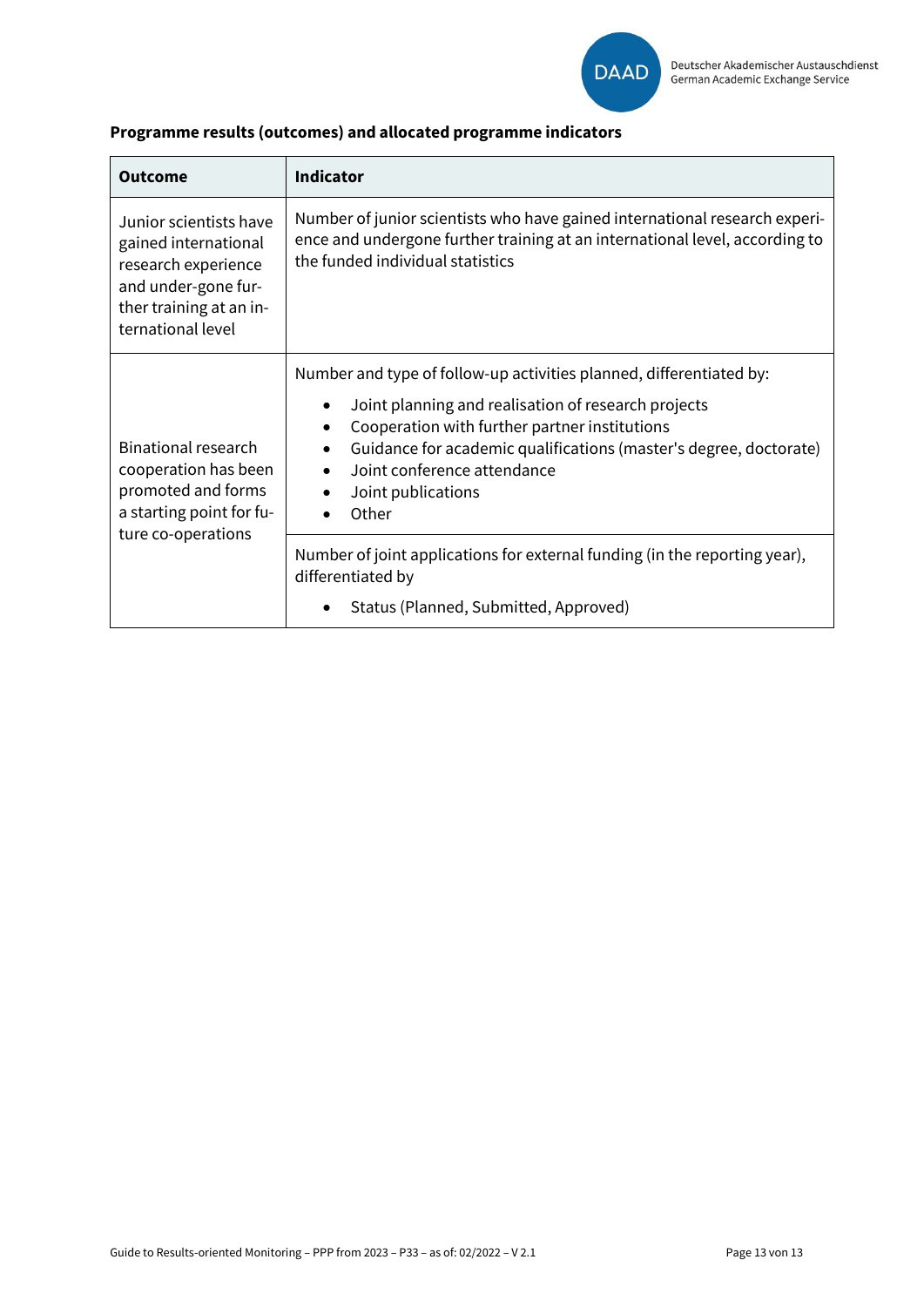**Programme results (outcomes) and allocated programme indicators**

| Outcome | Indicator |
|---|---|
| Junior scientists have gained international research experience and under-gone further training at an international level | Number of junior scientists who have gained international research experience and undergone further training at an international level, according to the funded individual statistics |
| Binational research cooperation has been promoted and forms a starting point for future co-operations | Number and type of follow-up activities planned, differentiated by:<br>• Joint planning and realisation of research projects<br>• Cooperation with further partner institutions<br>• Guidance for academic qualifications (master's degree, doctorate)<br>• Joint conference attendance<br>• Joint publications<br>• Other |
| | Number of joint applications for external funding (in the reporting year), differentiated by<br>• Status (Planned, Submitted, Approved) |